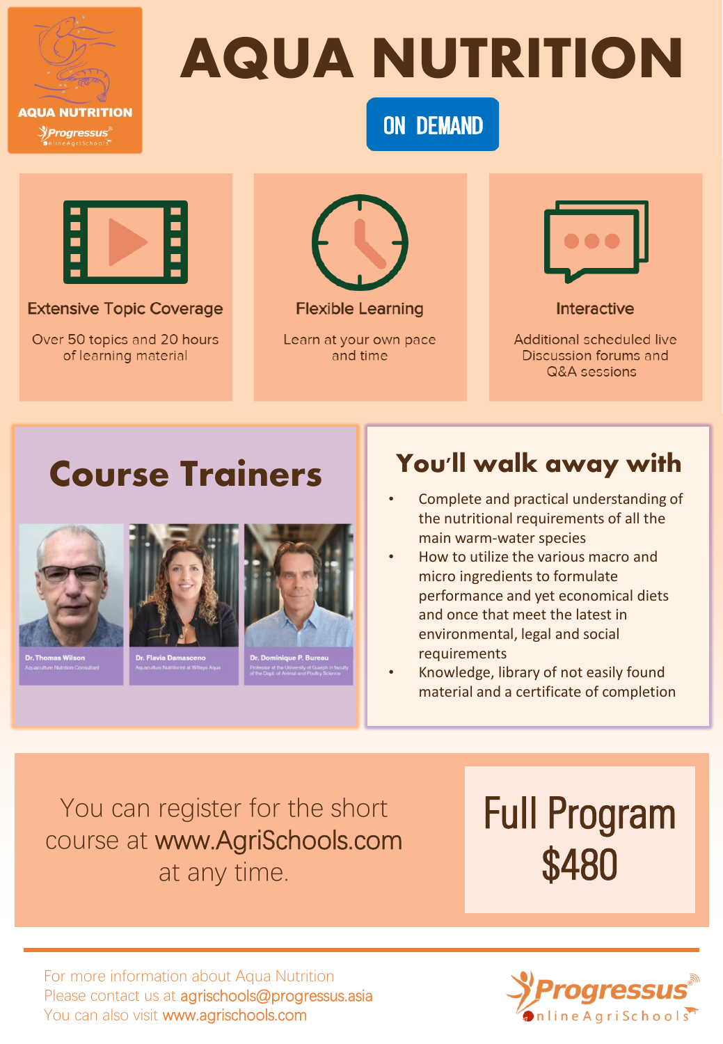AQUA NUTRITION

Progressus OnlineAgriSchools

# AQUA NUTRITION

**ON DEMAND**

### Extensive Topic Coverage

Over 50 topics and 20 hours of learning material

### Flexible Learning

Learn at your own pace and time

### Interactive

Additional scheduled live Discussion forums and Q&A sessions

## Course Trainers

**Dr. Thomas Wilson**
Aquaculture Nutrition Consultant

**Dr. Flavia Damasceno**
Aquaculture Nutritionist at Wittaya Aqua

**Dr. Dominique P. Bureau**
Professor at the University of Guelph in faculty of the Dept. of Animal and Poultry Science

## You'll walk away with

- Complete and practical understanding of the nutritional requirements of all the main warm-water species
- How to utilize the various macro and micro ingredients to formulate performance and yet economical diets and once that meet the latest in environmental, legal and social requirements
- Knowledge, library of not easily found material and a certificate of completion

You can register for the short course at www.AgriSchools.com at any time.

**Full Program $480**

For more information about Aqua Nutrition
Please contact us at agrischools@progressus.asia
You can also visit www.agrischools.com

Progressus OnlineAgriSchools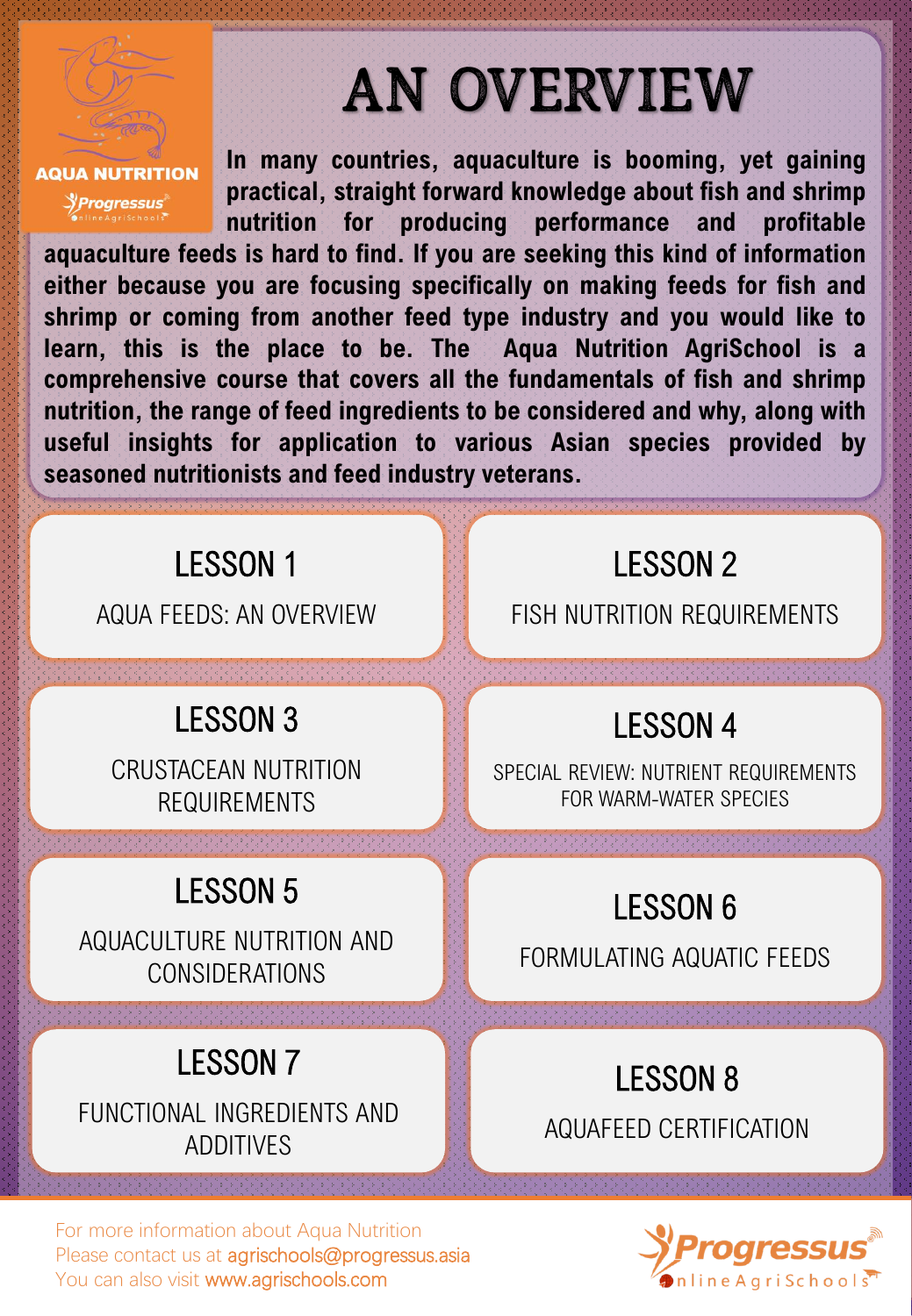AQUA NUTRITION

Progressus OnlineAgriSchools

# AN OVERVIEW

In many countries, aquaculture is booming, yet gaining practical, straight forward knowledge about fish and shrimp nutrition for producing performance and profitable aquaculture feeds is hard to find. If you are seeking this kind of information either because you are focusing specifically on making feeds for fish and shrimp or coming from another feed type industry and you would like to learn, this is the place to be. The Aqua Nutrition AgriSchool is a comprehensive course that covers all the fundamentals of fish and shrimp nutrition, the range of feed ingredients to be considered and why, along with useful insights for application to various Asian species provided by seasoned nutritionists and feed industry veterans.

## LESSON 1

AQUA FEEDS: AN OVERVIEW

## LESSON 2

FISH NUTRITION REQUIREMENTS

## LESSON 3

CRUSTACEAN NUTRITION REQUIREMENTS

## LESSON 4

SPECIAL REVIEW: NUTRIENT REQUIREMENTS FOR WARM-WATER SPECIES

## LESSON 5

AQUACULTURE NUTRITION AND CONSIDERATIONS

## LESSON 6

FORMULATING AQUATIC FEEDS

## LESSON 7

FUNCTIONAL INGREDIENTS AND ADDITIVES

## LESSON 8

AQUAFEED CERTIFICATION

For more information about Aqua Nutrition
Please contact us at agrischools@progressus.asia
You can also visit www.agrischools.com

Progressus OnlineAgriSchools